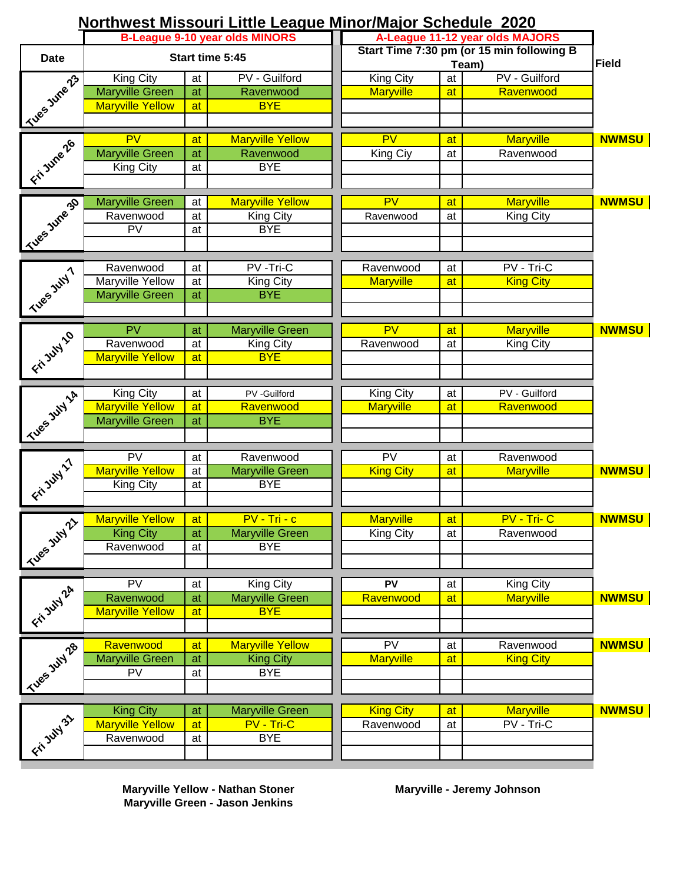# Northwest Missouri Little League Minor/Major Schedule 2020

| Date | B-League 9-10 year olds MINORS | | | A-League 11-12 year olds MAJORS | | | Field |
|---|---|---|---|---|---|---|---|
| | Start time 5:45 | | | Start Time 7:30 pm (or 15 min following B Team) | | | |
| Tues June 23 | King City | at | PV - Guilford | King City | at | PV - Guilford | |
| | Maryville Green | at | Ravenwood | Maryville | at | Ravenwood | |
| | Maryville Yellow | at | BYE | | | | |
| Fri June 26 | PV | at | Maryville Yellow | PV | at | Maryville | NWMSU |
| | Maryville Green | at | Ravenwood | King Ciy | at | Ravenwood | |
| | King City | at | BYE | | | | |
| Tues June 30 | Maryville Green | at | Maryville Yellow | PV | at | Maryville | NWMSU |
| | Ravenwood | at | King City | Ravenwood | at | King City | |
| | PV | at | BYE | | | | |
| Tues July 7 | Ravenwood | at | PV -Tri-C | Ravenwood | at | PV - Tri-C | |
| | Maryville Yellow | at | King City | Maryville | at | King City | |
| | Maryville Green | at | BYE | | | | |
| Fri July 10 | PV | at | Maryville Green | PV | at | Maryville | NWMSU |
| | Ravenwood | at | King City | Ravenwood | at | King City | |
| | Maryville Yellow | at | BYE | | | | |
| Tues July 14 | King City | at | PV -Guilford | King City | at | PV - Guilford | |
| | Maryville Yellow | at | Ravenwood | Maryville | at | Ravenwood | |
| | Maryville Green | at | BYE | | | | |
| Fri July 17 | PV | at | Ravenwood | PV | at | Ravenwood | |
| | Maryville Yellow | at | Maryville Green | King City | at | Maryville | NWMSU |
| | King City | at | BYE | | | | |
| Tues July 21 | Maryville Yellow | at | PV - Tri - c | Maryville | at | PV - Tri- C | NWMSU |
| | King City | at | Maryville Green | King City | at | Ravenwood | |
| | Ravenwood | at | BYE | | | | |
| Fri July 24 | PV | at | King City | PV | at | King City | |
| | Ravenwood | at | Maryville Green | Ravenwood | at | Maryville | NWMSU |
| | Maryville Yellow | at | BYE | | | | |
| Tues July 28 | Ravenwood | at | Maryville Yellow | PV | at | Ravenwood | NWMSU |
| | Maryville Green | at | King City | Maryville | at | King City | |
| | PV | at | BYE | | | | |
| Fri July 31 | King City | at | Maryville Green | King City | at | Maryville | NWMSU |
| | Maryville Yellow | at | PV - Tri-C | Ravenwood | at | PV - Tri-C | |
| | Ravenwood | at | BYE | | | | |

**Maryville Yellow - Nathan Stoner**
**Maryville Green - Jason Jenkins**

**Maryville - Jeremy Johnson**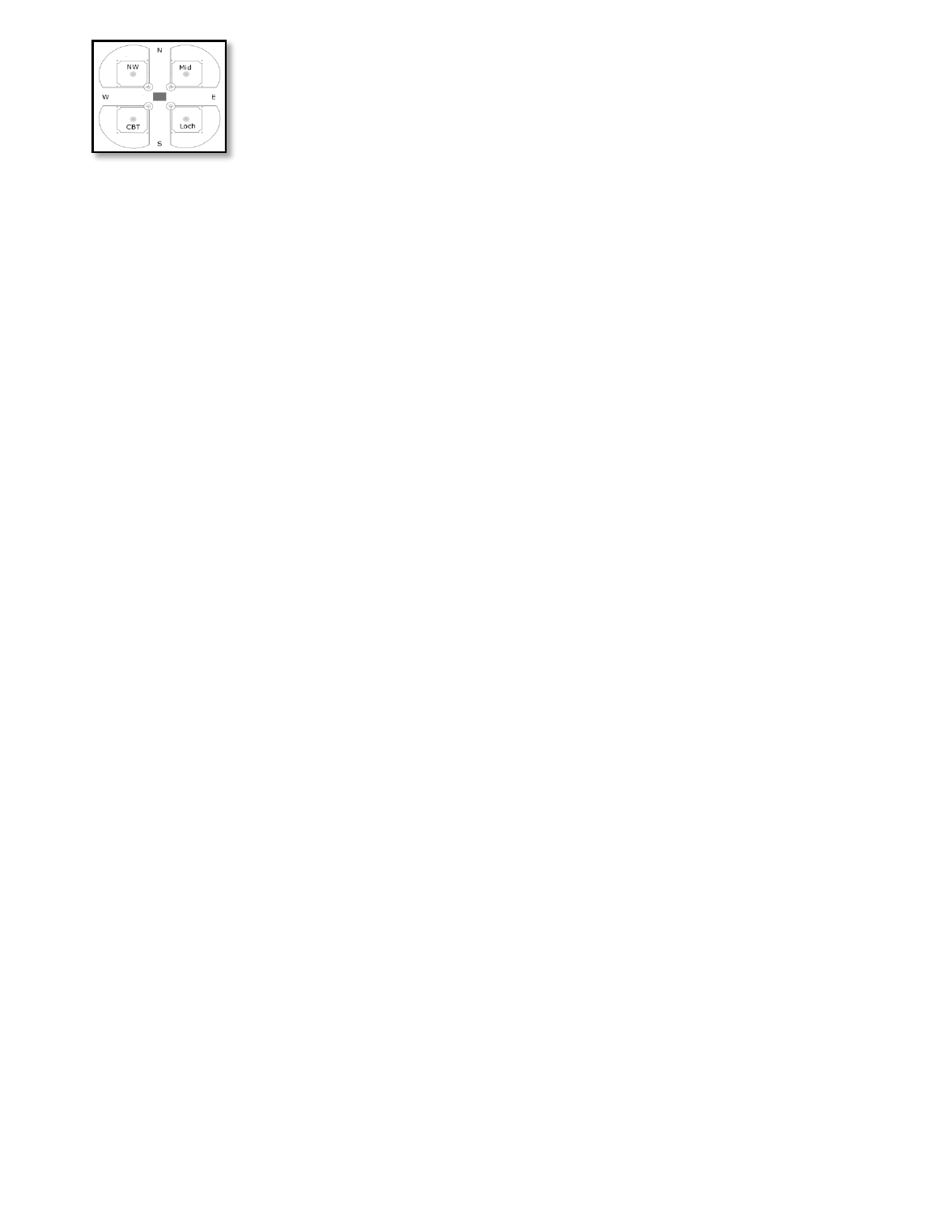N

NW

Mid

W

E

CBT

Loch

S